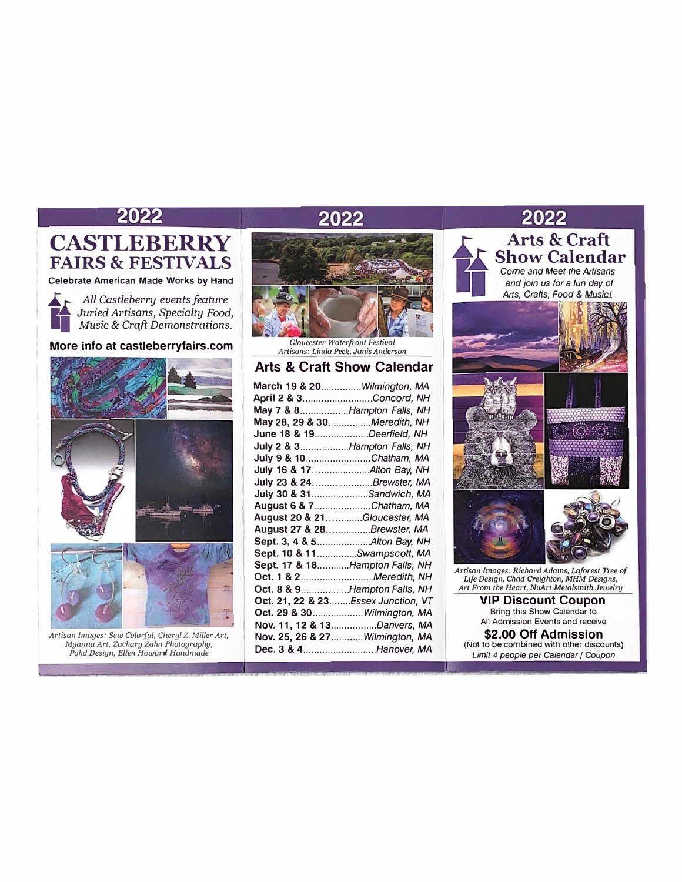# 2022

## CASTLEBERRY FAIRS & FESTIVALS

**Celebrate American Made Works by Hand**

*All Castleberry events feature Juried Artisans, Specialty Food, Music & Craft Demonstrations.*

**More info at castleberryfairs.com**

*Artisan Images: Sew Colorful, Cheryl Z. Miller Art, Myanna Art, Zachary Zahn Photography, Pohd Design, Ellen Howard Handmade*

# 2022

*Gloucester Waterfront Festival*
*Artisans: Linda Peck, Janis Anderson*

## Arts & Craft Show Calendar

- **March 19 & 20**...............*Wilmington, MA*
- **April 2 & 3**..........................*Concord, NH*
- **May 7 & 8**..................*Hampton Falls, NH*
- **May 28, 29 & 30**................*Meredith, NH*
- **June 18 & 19**....................*Deerfield, NH*
- **July 2 & 3**..................*Hampton Falls, NH*
- **July 9 & 10**.........................*Chatham, MA*
- **July 16 & 17**....................*Alton Bay, NH*
- **July 23 & 24**......................*Brewster, MA*
- **July 30 & 31**.....................*Sandwich, MA*
- **August 6 & 7**.....................*Chatham, MA*
- **August 20 & 21**.............*Gloucester, MA*
- **August 27 & 28**................*Brewster, MA*
- **Sept. 3, 4 & 5**...................*Alton Bay, NH*
- **Sept. 10 & 11**...............*Swampscott, MA*
- **Sept. 17 & 18**............*Hampton Falls, NH*
- **Oct. 1 & 2**...........................*Meredith, NH*
- **Oct. 8 & 9**..................*Hampton Falls, NH*
- **Oct. 21, 22 & 23**........*Essex Junction, VT*
- **Oct. 29 & 30**...................*Wilmington, MA*
- **Nov. 11, 12 & 13**.................*Danvers, MA*
- **Nov. 25, 26 & 27**............*Wilmington, MA*
- **Dec. 3 & 4**...........................*Hanover, MA*

# 2022

## Arts & Craft Show Calendar

*Come and Meet the Artisans and join us for a fun day of Arts, Crafts, Food & Music!*

*Artisan Images: Richard Adams, Laforest Tree of Life Design, Chad Creighton, MHM Designs, Art From the Heart, NuArt Metalsmith Jewelry*

### VIP Discount Coupon

Bring this Show Calendar to All Admission Events and receive

**$2.00 Off Admission**

(Not to be combined with other discounts)

*Limit 4 people per Calendar / Coupon*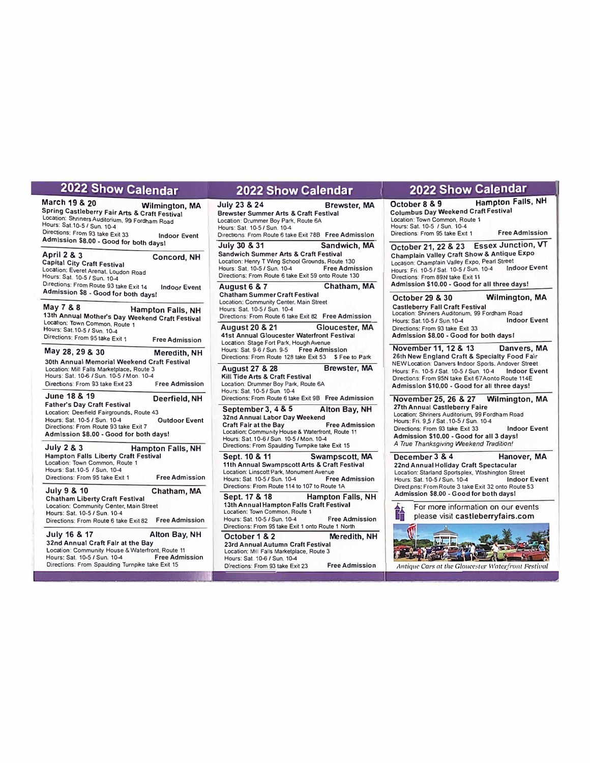## 2022 Show Calendar

**March 19 & 20** — **Wilmington, MA**
**Spring Castleberry Fair Arts & Craft Festival**
Location: Shriners Auditorium, 99 Fordham Road
Hours: Sat.10-5 / Sun. 10-4
Directions: From 93 take Exit 33 — Indoor Event
**Admission $8.00 - Good for both days!**

**April 2 & 3** — **Concord, NH**
**Capital City Craft Festival**
Location: Everet Arenat, Loudon Road
Hours: Sat. 10-5 / Sun. 10-4
Directions: From Route 93 take Exit 14 — Indoor Event
**Admission $8 - Good for both days!**

**May 7 & 8** — **Hampton Falls, NH**
**13th Annual Mother's Day Weekend Craft Festival**
Location: Town Common, Route 1
Hours: Sat.10-5 / Sun. 10-4
Directions: From 95 take Exit 1 — Free Admission

**May 28, 29 & 30** — **Meredith, NH**
**30th Annual Memorial Weekend Craft Festival**
Location: Mill Falls Marketplace, Route 3
Hours: Sat. 10-6 / Sun. 10-5 / Mon. 10-4
Directions: From 93 take Exit 23 — Free Admission

**June 18 & 19** — **Deerfield, NH**
**Father's Day Craft Festival**
Location: Deerfield Fairgrounds, Route 43
Hours: Sat. 10-5 / Sun. 10-4 — Outdoor Event
Directions: From Route 93 take Exit 7
**Admission $8.00 - Good for both days!**

**July 2 & 3** — **Hampton Falls, NH**
**Hampton Falls Liberty Craft Festival**
Location: Town Common, Route 1
Hours: Sat.10-5 / Sun. 10-4
Directions: From 95 take Exit 1 — Free Admission

**July 9 & 10** — **Chatham, MA**
**Chatham Liberty Craft Festival**
Location: Community Center, Main Street
Hours: Sat. 10-5 / Sun. 10-4
Directions: From Route 6 take Exit 82 — Free Admission

**July 16 & 17** — **Alton Bay, NH**
**32nd Annual Craft Fair at the Bay**
Location: Community House & Waterfront, Route 11
Hours: Sat. 10-5 / Sun. 10-4 — Free Admission
Directions: From Spaulding Turnpike take Exit 15

## 2022 Show Calendar

**July 23 & 24** — **Brewster, MA**
**Brewster Summer Arts & Craft Festival**
Location: Drummer Boy Park, Route 6A
Hours: Sat. 10-5 / Sun. 10-4
Directions: From Route 6 take Exit 78B — Free Admission

**July 30 & 31** — **Sandwich, MA**
**Sandwich Summer Arts & Craft Festival**
Location: Henry T Wing School Grounds, Route 130
Hours: Sat. 10-5 / Sun. 10-4 — Free Admission
Directions: From Route 6 take Exit 59 onto Route 130

**August 6 & 7** — **Chatham, MA**
**Chatham Summer Craft Festival**
Location: Community Center, Main Street
Hours: Sat. 10-5 / Sun. 10-4
Directions: From Route 6 take Exit 82 — Free Admission

**August 20 & 21** — **Gloucester, MA**
**41st Annual Gloucester Waterfront Festival**
Location: Stage Fort Park, Hough Avenue
Hours: Sat. 9-6 / Sun. 9-5 — Free Admission
Directions: From Route 128 take Exit 53 — $ Fee to Park

**August 27 & 28** — **Brewster, MA**
**Kill Tide Arts & Craft Festival**
Location: Drummer Boy Park, Route 6A
Hours: Sat. 10-5 / Sun. 10-4
Directions: From Route 6 take Exit 9B — Free Admission

**September 3, 4 & 5** — **Alton Bay, NH**
**32nd Annual Labor Day Weekend Craft Fair at the Bay** — Free Admission
Location: Community House & Waterfront, Route 11
Hours: Sat. 10-6 / Sun. 10-5 / Mon. 10-4
Directions: From Spaulding Turnpike take Exit 15

**Sept. 10 & 11** — **Swampscott, MA**
**11th Annual Swampscott Arts & Craft Festival**
Location: Linscott Park, Monument Avenue
Hours: Sat. 10-5 / Sun. 10-4 — Free Admission
Directions: From Route 114 to 107 to Route 1A

**Sept. 17 & 18** — **Hampton Falls, NH**
**13th Annual Hampton Falls Craft Festival**
Location: Town Common, Route 1
Hours: Sat. 10-5 / Sun. 10-4 — Free Admission
Directions: From 95 take Exit 1 onto Route 1 North

**October 1 & 2** — **Meredith, NH**
**23rd Annual Autumn Craft Festival**
Location: Mill Falls Marketplace, Route 3
Hours: Sat. 10-6 / Sun. 10-4
Directions: From 93 take Exit 23 — Free Admission

## 2022 Show Calendar

**October 8 & 9** — **Hampton Falls, NH**
**Columbus Day Weekend Craft Festival**
Location: Town Common, Route 1
Hours: Sat. 10-5 / Sun. 10-4
Directions: From 95 take Exit 1 — Free Admission

**October 21, 22 & 23** — **Essex Junction, VT**
**Champlain Valley Craft Show & Antique Expo**
Location: Champlain Valley Expo, Pearl Street
Hours: Fri. 10-5 / Sat. 10-5 / Sun. 10-4 — Indoor Event
Directions: From 89N take Exit 11
**Admission $10.00 - Good for all three days!**

**October 29 & 30** — **Wilmington, MA**
**Castleberry Fall Craft Festival**
Location: Shriners Auditorium, 99 Fordham Road
Hours: Sat.10-5 / Sun.10-4 — Indoor Event
Directions: From 93 take Exit 33
**Admission $8.00 - Good for both days!**

**November 11, 12 & 13** — **Danvers, MA**
**26th New England Craft & Specialty Food Fair**
NEW Location: Danvers Indoor Sports, Andover Street
Hours: Fri. 10-5 / Sat. 10-5 / Sun. 10-4 — Indoor Event
Directions: From 95N take Exit 67A onto Route 114E
**Admission $10.00 - Good for all three days!**

**November 25, 26 & 27** — **Wilmington, MA**
**27th Annual Castleberry Faire**
Location: Shriners Auditorium, 99 Fordham Road
Hours: Fri. 9-5 / Sat. 10-5 / Sun. 10-4
Directions: From 93 take Exit 33 — Indoor Event
**Admission $10.00 - Good for all 3 days!**
*A True Thanksgiving Weekend Tradition!*

**December 3 & 4** — **Hanover, MA**
**22nd Annual Holiday Craft Spectacular**
Location: Starland Sportsplex, Washington Street
Hours: Sat. 10-5 / Sun. 10-4 — Indoor Event
Directions: From Route 3 take Exit 32 onto Route 53
**Admission $8.00 - Good for both days!**

For more information on our events please visit **castleberryfairs.com**

*Antique Cars at the Gloucester Waterfront Festival*